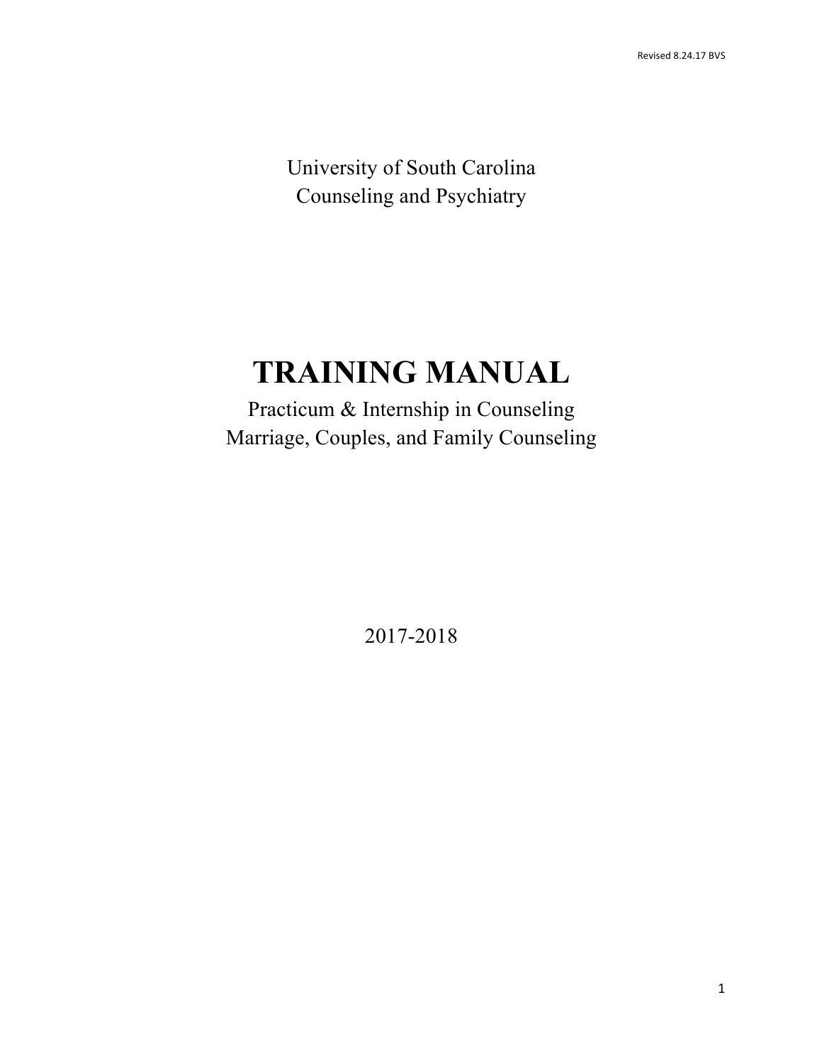Revised 8.24.17 BVS

University of South Carolina
Counseling and Psychiatry

# TRAINING MANUAL

Practicum & Internship in Counseling
Marriage, Couples, and Family Counseling

2017-2018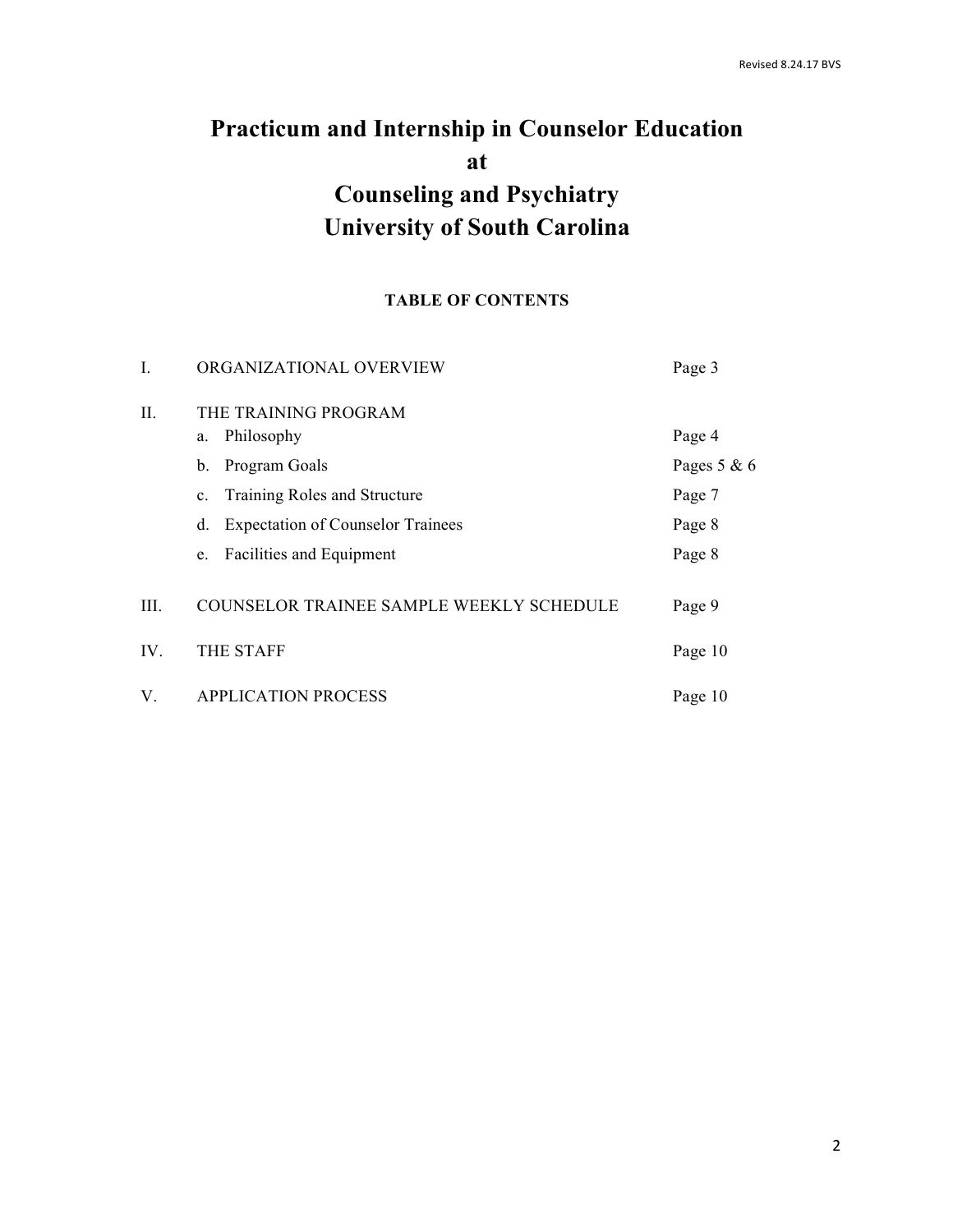# Practicum and Internship in Counselor Education
# at
# Counseling and Psychiatry
# University of South Carolina

**TABLE OF CONTENTS**

| | | |
|---|---|---|
| I. | ORGANIZATIONAL OVERVIEW | Page 3 |
| II. | THE TRAINING PROGRAM | |
| | a. Philosophy | Page 4 |
| | b. Program Goals | Pages 5 & 6 |
| | c. Training Roles and Structure | Page 7 |
| | d. Expectation of Counselor Trainees | Page 8 |
| | e. Facilities and Equipment | Page 8 |
| III. | COUNSELOR TRAINEE SAMPLE WEEKLY SCHEDULE | Page 9 |
| IV. | THE STAFF | Page 10 |
| V. | APPLICATION PROCESS | Page 10 |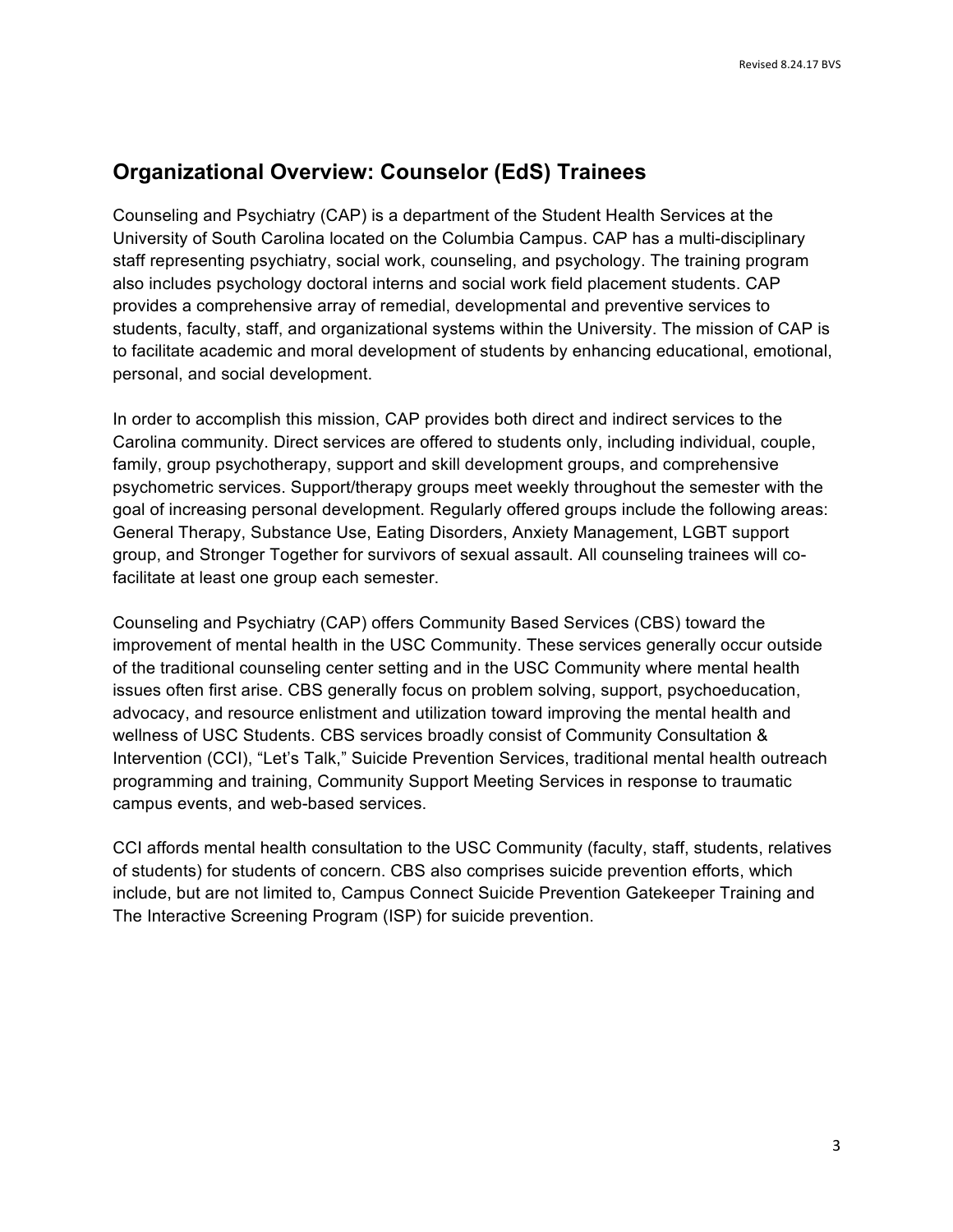## Organizational Overview: Counselor (EdS) Trainees

Counseling and Psychiatry (CAP) is a department of the Student Health Services at the University of South Carolina located on the Columbia Campus. CAP has a multi-disciplinary staff representing psychiatry, social work, counseling, and psychology. The training program also includes psychology doctoral interns and social work field placement students. CAP provides a comprehensive array of remedial, developmental and preventive services to students, faculty, staff, and organizational systems within the University. The mission of CAP is to facilitate academic and moral development of students by enhancing educational, emotional, personal, and social development.

In order to accomplish this mission, CAP provides both direct and indirect services to the Carolina community. Direct services are offered to students only, including individual, couple, family, group psychotherapy, support and skill development groups, and comprehensive psychometric services. Support/therapy groups meet weekly throughout the semester with the goal of increasing personal development. Regularly offered groups include the following areas: General Therapy, Substance Use, Eating Disorders, Anxiety Management, LGBT support group, and Stronger Together for survivors of sexual assault. All counseling trainees will co-facilitate at least one group each semester.

Counseling and Psychiatry (CAP) offers Community Based Services (CBS) toward the improvement of mental health in the USC Community. These services generally occur outside of the traditional counseling center setting and in the USC Community where mental health issues often first arise. CBS generally focus on problem solving, support, psychoeducation, advocacy, and resource enlistment and utilization toward improving the mental health and wellness of USC Students. CBS services broadly consist of Community Consultation & Intervention (CCI), "Let's Talk," Suicide Prevention Services, traditional mental health outreach programming and training, Community Support Meeting Services in response to traumatic campus events, and web-based services.

CCI affords mental health consultation to the USC Community (faculty, staff, students, relatives of students) for students of concern. CBS also comprises suicide prevention efforts, which include, but are not limited to, Campus Connect Suicide Prevention Gatekeeper Training and The Interactive Screening Program (ISP) for suicide prevention.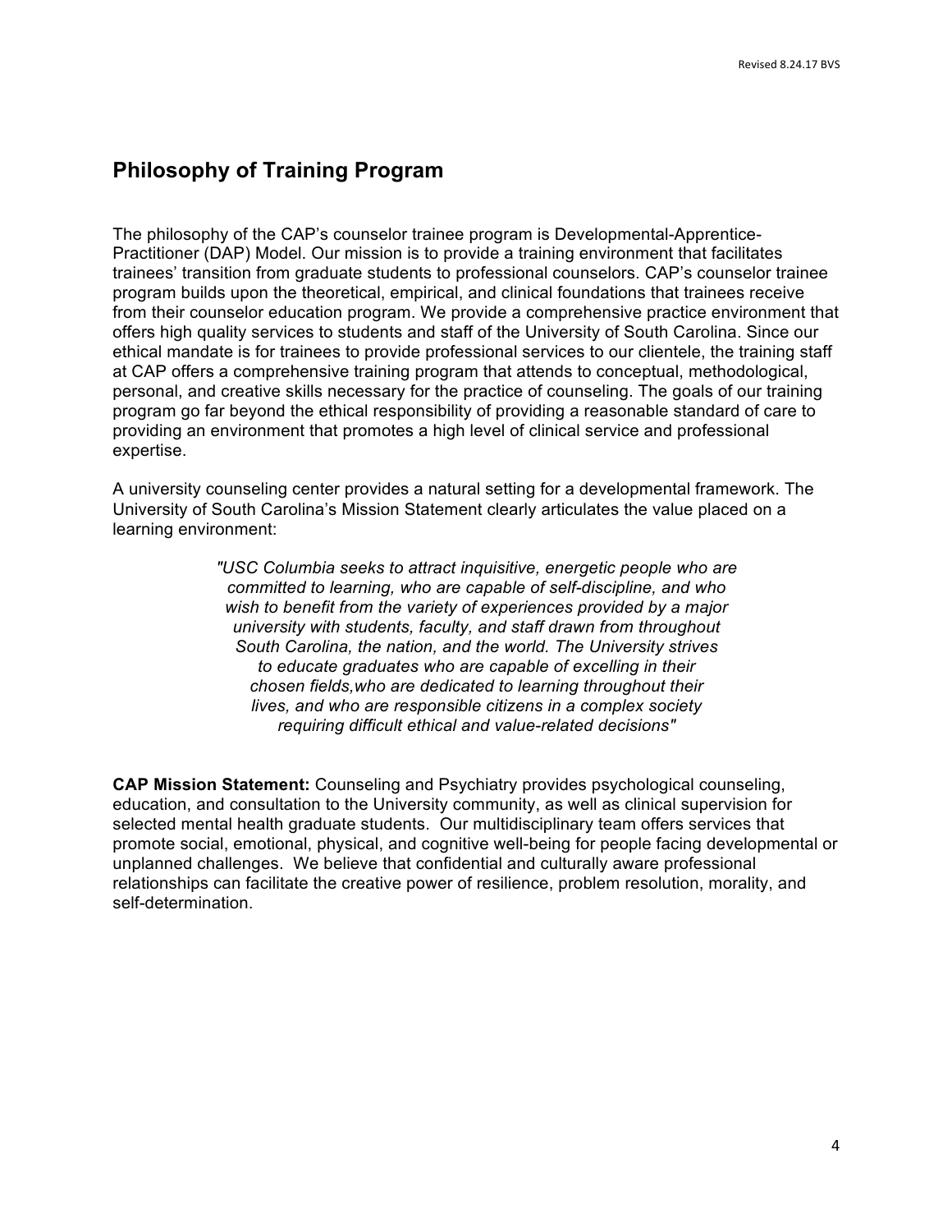## Philosophy of Training Program

The philosophy of the CAP's counselor trainee program is Developmental-Apprentice-Practitioner (DAP) Model. Our mission is to provide a training environment that facilitates trainees' transition from graduate students to professional counselors. CAP's counselor trainee program builds upon the theoretical, empirical, and clinical foundations that trainees receive from their counselor education program. We provide a comprehensive practice environment that offers high quality services to students and staff of the University of South Carolina. Since our ethical mandate is for trainees to provide professional services to our clientele, the training staff at CAP offers a comprehensive training program that attends to conceptual, methodological, personal, and creative skills necessary for the practice of counseling. The goals of our training program go far beyond the ethical responsibility of providing a reasonable standard of care to providing an environment that promotes a high level of clinical service and professional expertise.

A university counseling center provides a natural setting for a developmental framework. The University of South Carolina's Mission Statement clearly articulates the value placed on a learning environment:

> *"USC Columbia seeks to attract inquisitive, energetic people who are committed to learning, who are capable of self-discipline, and who wish to benefit from the variety of experiences provided by a major university with students, faculty, and staff drawn from throughout South Carolina, the nation, and the world. The University strives to educate graduates who are capable of excelling in their chosen fields,who are dedicated to learning throughout their lives, and who are responsible citizens in a complex society requiring difficult ethical and value-related decisions"*

**CAP Mission Statement:** Counseling and Psychiatry provides psychological counseling, education, and consultation to the University community, as well as clinical supervision for selected mental health graduate students. Our multidisciplinary team offers services that promote social, emotional, physical, and cognitive well-being for people facing developmental or unplanned challenges. We believe that confidential and culturally aware professional relationships can facilitate the creative power of resilience, problem resolution, morality, and self-determination.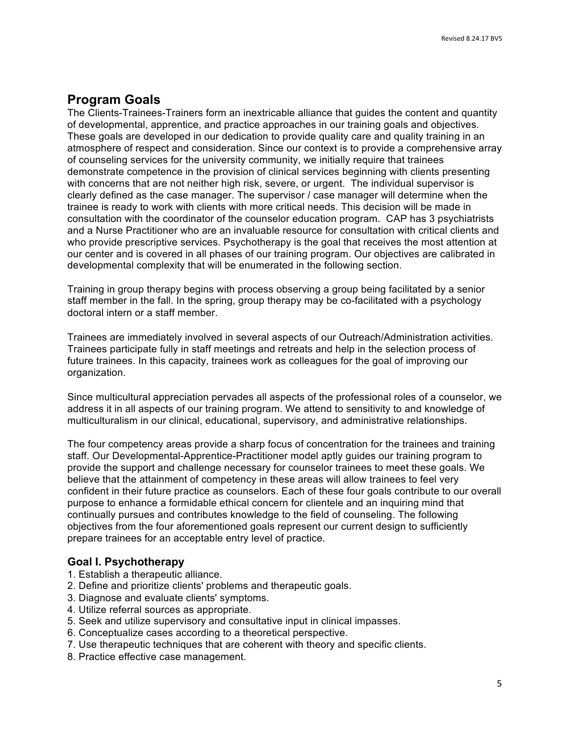## Program Goals

The Clients-Trainees-Trainers form an inextricable alliance that guides the content and quantity of developmental, apprentice, and practice approaches in our training goals and objectives. These goals are developed in our dedication to provide quality care and quality training in an atmosphere of respect and consideration. Since our context is to provide a comprehensive array of counseling services for the university community, we initially require that trainees demonstrate competence in the provision of clinical services beginning with clients presenting with concerns that are not neither high risk, severe, or urgent. The individual supervisor is clearly defined as the case manager. The supervisor / case manager will determine when the trainee is ready to work with clients with more critical needs. This decision will be made in consultation with the coordinator of the counselor education program. CAP has 3 psychiatrists and a Nurse Practitioner who are an invaluable resource for consultation with critical clients and who provide prescriptive services. Psychotherapy is the goal that receives the most attention at our center and is covered in all phases of our training program. Our objectives are calibrated in developmental complexity that will be enumerated in the following section.

Training in group therapy begins with process observing a group being facilitated by a senior staff member in the fall. In the spring, group therapy may be co-facilitated with a psychology doctoral intern or a staff member.

Trainees are immediately involved in several aspects of our Outreach/Administration activities. Trainees participate fully in staff meetings and retreats and help in the selection process of future trainees. In this capacity, trainees work as colleagues for the goal of improving our organization.

Since multicultural appreciation pervades all aspects of the professional roles of a counselor, we address it in all aspects of our training program. We attend to sensitivity to and knowledge of multiculturalism in our clinical, educational, supervisory, and administrative relationships.

The four competency areas provide a sharp focus of concentration for the trainees and training staff. Our Developmental-Apprentice-Practitioner model aptly guides our training program to provide the support and challenge necessary for counselor trainees to meet these goals. We believe that the attainment of competency in these areas will allow trainees to feel very confident in their future practice as counselors. Each of these four goals contribute to our overall purpose to enhance a formidable ethical concern for clientele and an inquiring mind that continually pursues and contributes knowledge to the field of counseling. The following objectives from the four aforementioned goals represent our current design to sufficiently prepare trainees for an acceptable entry level of practice.

### Goal I. Psychotherapy

1. Establish a therapeutic alliance.
2. Define and prioritize clients' problems and therapeutic goals.
3. Diagnose and evaluate clients' symptoms.
4. Utilize referral sources as appropriate.
5. Seek and utilize supervisory and consultative input in clinical impasses.
6. Conceptualize cases according to a theoretical perspective.
7. Use therapeutic techniques that are coherent with theory and specific clients.
8. Practice effective case management.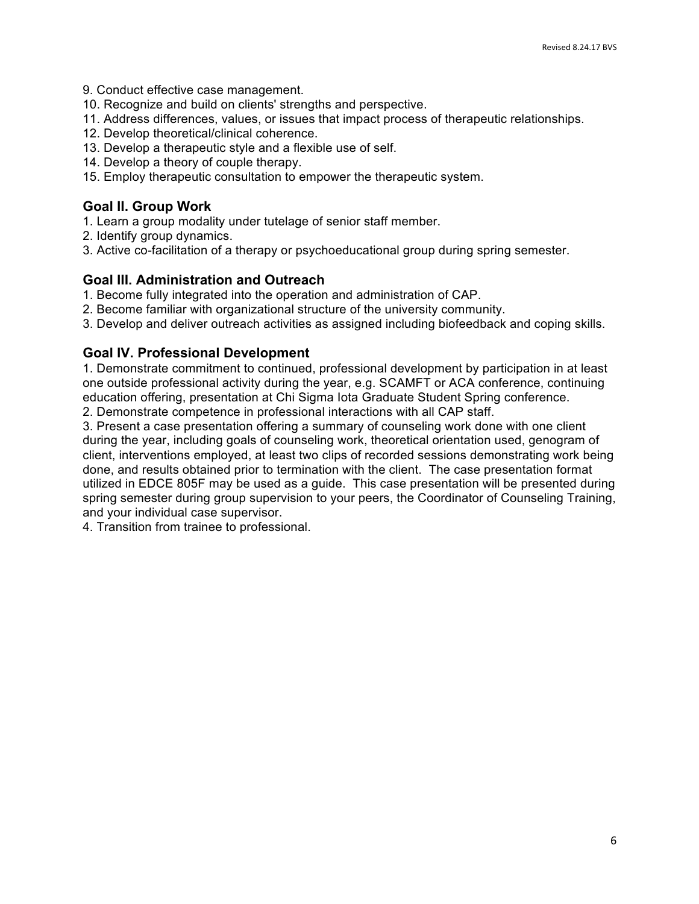9. Conduct effective case management.
10. Recognize and build on clients' strengths and perspective.
11. Address differences, values, or issues that impact process of therapeutic relationships.
12. Develop theoretical/clinical coherence.
13. Develop a therapeutic style and a flexible use of self.
14. Develop a theory of couple therapy.
15. Employ therapeutic consultation to empower the therapeutic system.

## Goal II. Group Work

1. Learn a group modality under tutelage of senior staff member.
2. Identify group dynamics.
3. Active co-facilitation of a therapy or psychoeducational group during spring semester.

## Goal III. Administration and Outreach

1. Become fully integrated into the operation and administration of CAP.
2. Become familiar with organizational structure of the university community.
3. Develop and deliver outreach activities as assigned including biofeedback and coping skills.

## Goal IV. Professional Development

1. Demonstrate commitment to continued, professional development by participation in at least one outside professional activity during the year, e.g. SCAMFT or ACA conference, continuing education offering, presentation at Chi Sigma Iota Graduate Student Spring conference.
2. Demonstrate competence in professional interactions with all CAP staff.
3. Present a case presentation offering a summary of counseling work done with one client during the year, including goals of counseling work, theoretical orientation used, genogram of client, interventions employed, at least two clips of recorded sessions demonstrating work being done, and results obtained prior to termination with the client. The case presentation format utilized in EDCE 805F may be used as a guide. This case presentation will be presented during spring semester during group supervision to your peers, the Coordinator of Counseling Training, and your individual case supervisor.
4. Transition from trainee to professional.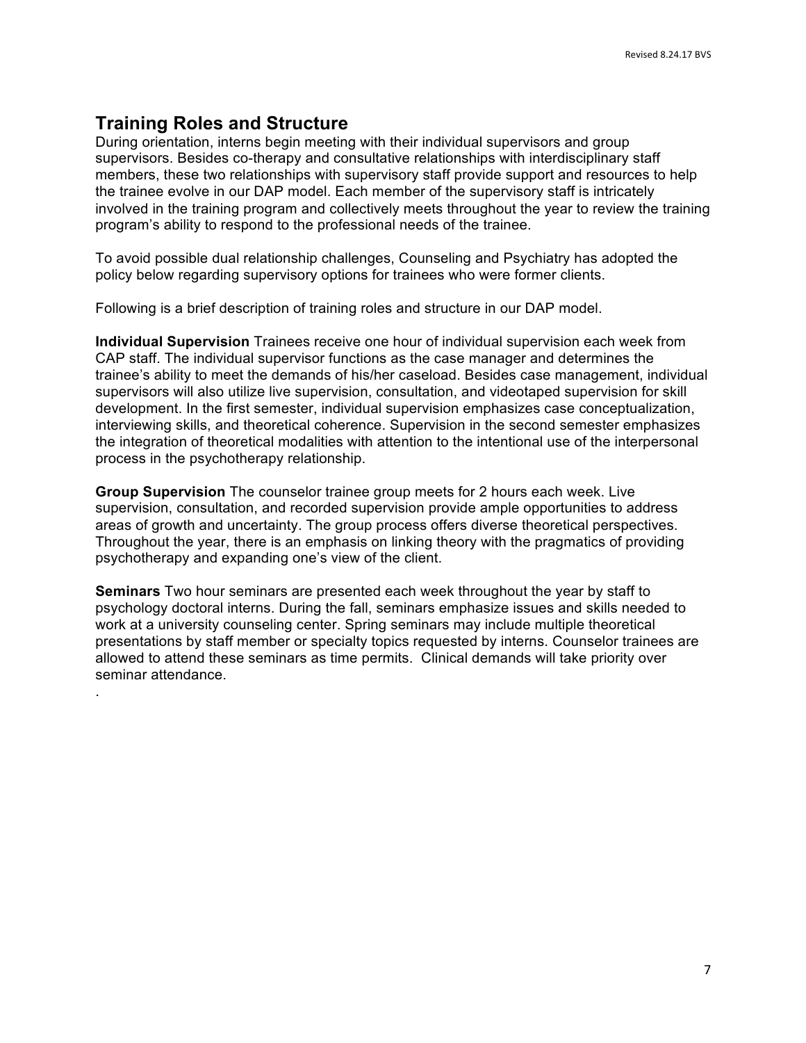## Training Roles and Structure

During orientation, interns begin meeting with their individual supervisors and group supervisors. Besides co-therapy and consultative relationships with interdisciplinary staff members, these two relationships with supervisory staff provide support and resources to help the trainee evolve in our DAP model. Each member of the supervisory staff is intricately involved in the training program and collectively meets throughout the year to review the training program's ability to respond to the professional needs of the trainee.

To avoid possible dual relationship challenges, Counseling and Psychiatry has adopted the policy below regarding supervisory options for trainees who were former clients.

Following is a brief description of training roles and structure in our DAP model.

**Individual Supervision** Trainees receive one hour of individual supervision each week from CAP staff. The individual supervisor functions as the case manager and determines the trainee's ability to meet the demands of his/her caseload. Besides case management, individual supervisors will also utilize live supervision, consultation, and videotaped supervision for skill development. In the first semester, individual supervision emphasizes case conceptualization, interviewing skills, and theoretical coherence. Supervision in the second semester emphasizes the integration of theoretical modalities with attention to the intentional use of the interpersonal process in the psychotherapy relationship.

**Group Supervision** The counselor trainee group meets for 2 hours each week. Live supervision, consultation, and recorded supervision provide ample opportunities to address areas of growth and uncertainty. The group process offers diverse theoretical perspectives. Throughout the year, there is an emphasis on linking theory with the pragmatics of providing psychotherapy and expanding one's view of the client.

**Seminars** Two hour seminars are presented each week throughout the year by staff to psychology doctoral interns. During the fall, seminars emphasize issues and skills needed to work at a university counseling center. Spring seminars may include multiple theoretical presentations by staff member or specialty topics requested by interns. Counselor trainees are allowed to attend these seminars as time permits. Clinical demands will take priority over seminar attendance.

.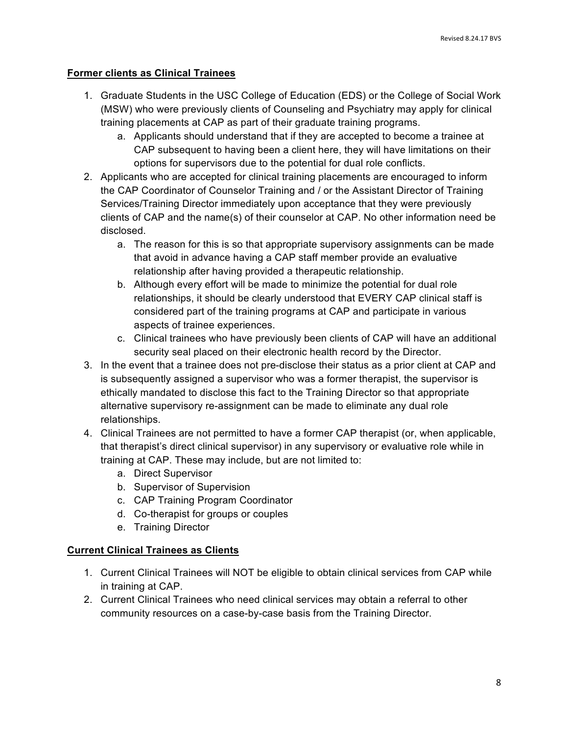**Former clients as Clinical Trainees**

1. Graduate Students in the USC College of Education (EDS) or the College of Social Work (MSW) who were previously clients of Counseling and Psychiatry may apply for clinical training placements at CAP as part of their graduate training programs.
    a. Applicants should understand that if they are accepted to become a trainee at CAP subsequent to having been a client here, they will have limitations on their options for supervisors due to the potential for dual role conflicts.
2. Applicants who are accepted for clinical training placements are encouraged to inform the CAP Coordinator of Counselor Training and / or the Assistant Director of Training Services/Training Director immediately upon acceptance that they were previously clients of CAP and the name(s) of their counselor at CAP. No other information need be disclosed.
    a. The reason for this is so that appropriate supervisory assignments can be made that avoid in advance having a CAP staff member provide an evaluative relationship after having provided a therapeutic relationship.
    b. Although every effort will be made to minimize the potential for dual role relationships, it should be clearly understood that EVERY CAP clinical staff is considered part of the training programs at CAP and participate in various aspects of trainee experiences.
    c. Clinical trainees who have previously been clients of CAP will have an additional security seal placed on their electronic health record by the Director.
3. In the event that a trainee does not pre-disclose their status as a prior client at CAP and is subsequently assigned a supervisor who was a former therapist, the supervisor is ethically mandated to disclose this fact to the Training Director so that appropriate alternative supervisory re-assignment can be made to eliminate any dual role relationships.
4. Clinical Trainees are not permitted to have a former CAP therapist (or, when applicable, that therapist's direct clinical supervisor) in any supervisory or evaluative role while in training at CAP. These may include, but are not limited to:
    a. Direct Supervisor
    b. Supervisor of Supervision
    c. CAP Training Program Coordinator
    d. Co-therapist for groups or couples
    e. Training Director

**Current Clinical Trainees as Clients**

1. Current Clinical Trainees will NOT be eligible to obtain clinical services from CAP while in training at CAP.
2. Current Clinical Trainees who need clinical services may obtain a referral to other community resources on a case-by-case basis from the Training Director.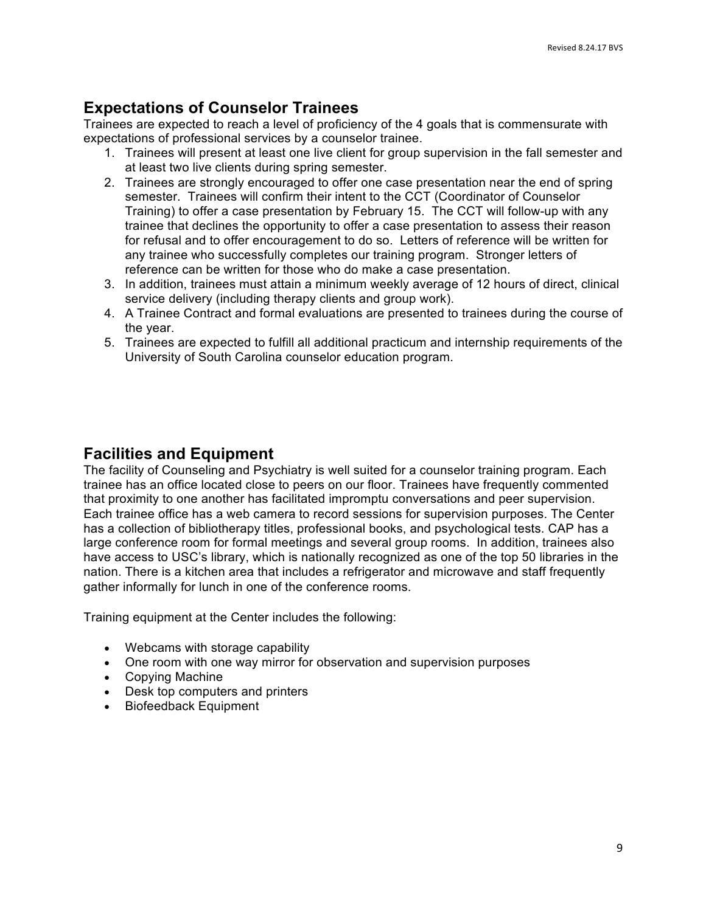## Expectations of Counselor Trainees

Trainees are expected to reach a level of proficiency of the 4 goals that is commensurate with expectations of professional services by a counselor trainee.

1. Trainees will present at least one live client for group supervision in the fall semester and at least two live clients during spring semester.
2. Trainees are strongly encouraged to offer one case presentation near the end of spring semester. Trainees will confirm their intent to the CCT (Coordinator of Counselor Training) to offer a case presentation by February 15. The CCT will follow-up with any trainee that declines the opportunity to offer a case presentation to assess their reason for refusal and to offer encouragement to do so. Letters of reference will be written for any trainee who successfully completes our training program. Stronger letters of reference can be written for those who do make a case presentation.
3. In addition, trainees must attain a minimum weekly average of 12 hours of direct, clinical service delivery (including therapy clients and group work).
4. A Trainee Contract and formal evaluations are presented to trainees during the course of the year.
5. Trainees are expected to fulfill all additional practicum and internship requirements of the University of South Carolina counselor education program.

## Facilities and Equipment

The facility of Counseling and Psychiatry is well suited for a counselor training program. Each trainee has an office located close to peers on our floor. Trainees have frequently commented that proximity to one another has facilitated impromptu conversations and peer supervision. Each trainee office has a web camera to record sessions for supervision purposes. The Center has a collection of bibliotherapy titles, professional books, and psychological tests. CAP has a large conference room for formal meetings and several group rooms. In addition, trainees also have access to USC's library, which is nationally recognized as one of the top 50 libraries in the nation. There is a kitchen area that includes a refrigerator and microwave and staff frequently gather informally for lunch in one of the conference rooms.

Training equipment at the Center includes the following:

- Webcams with storage capability
- One room with one way mirror for observation and supervision purposes
- Copying Machine
- Desk top computers and printers
- Biofeedback Equipment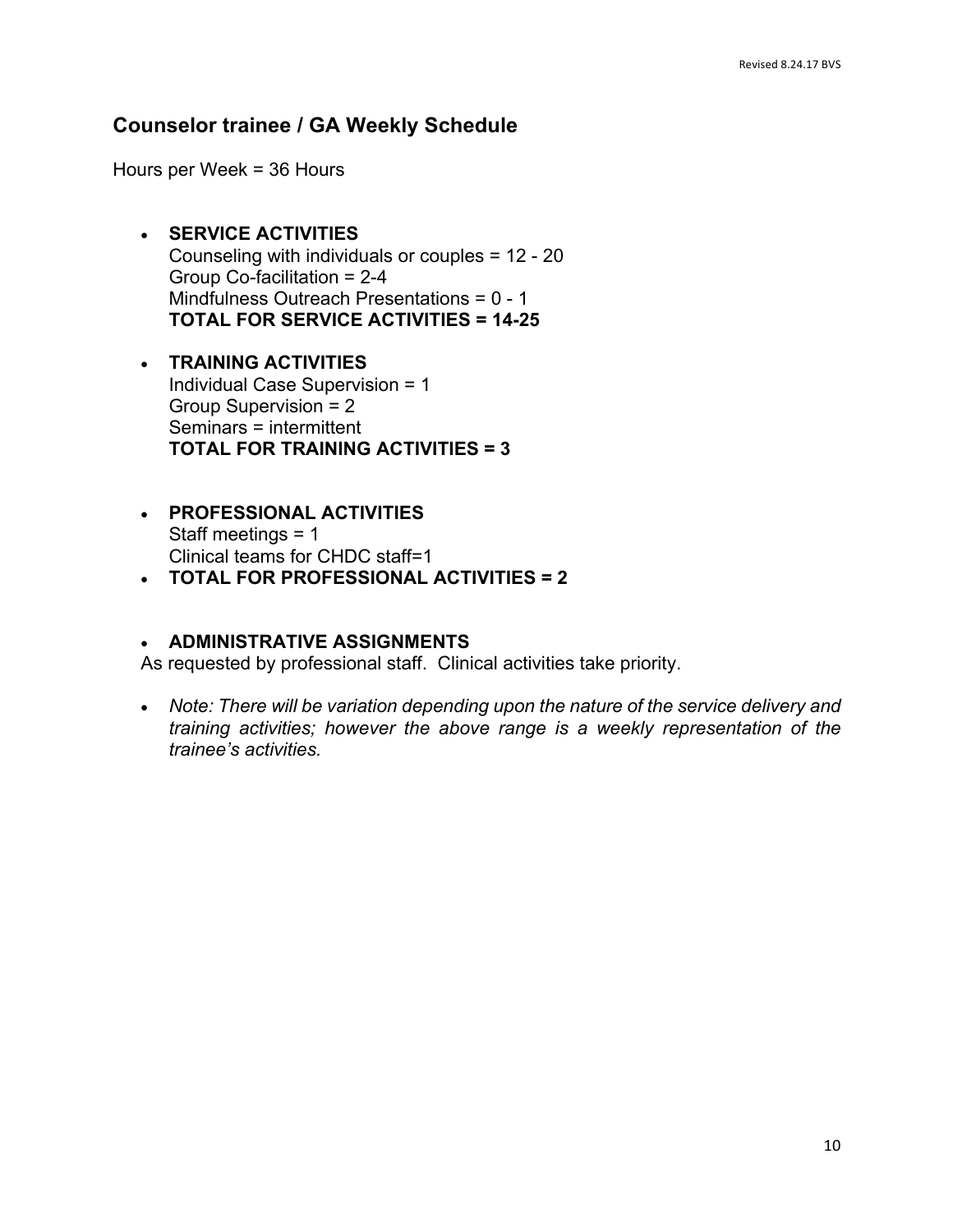## Counselor trainee / GA Weekly Schedule

Hours per Week = 36 Hours

- **SERVICE ACTIVITIES**
  Counseling with individuals or couples = 12 - 20
  Group Co-facilitation = 2-4
  Mindfulness Outreach Presentations = 0 - 1
  **TOTAL FOR SERVICE ACTIVITIES = 14-25**

- **TRAINING ACTIVITIES**
  Individual Case Supervision = 1
  Group Supervision = 2
  Seminars = intermittent
  **TOTAL FOR TRAINING ACTIVITIES = 3**

- **PROFESSIONAL ACTIVITIES**
  Staff meetings = 1
  Clinical teams for CHDC staff=1
- **TOTAL FOR PROFESSIONAL ACTIVITIES = 2**

- **ADMINISTRATIVE ASSIGNMENTS**

As requested by professional staff. Clinical activities take priority.

- *Note: There will be variation depending upon the nature of the service delivery and training activities; however the above range is a weekly representation of the trainee's activities.*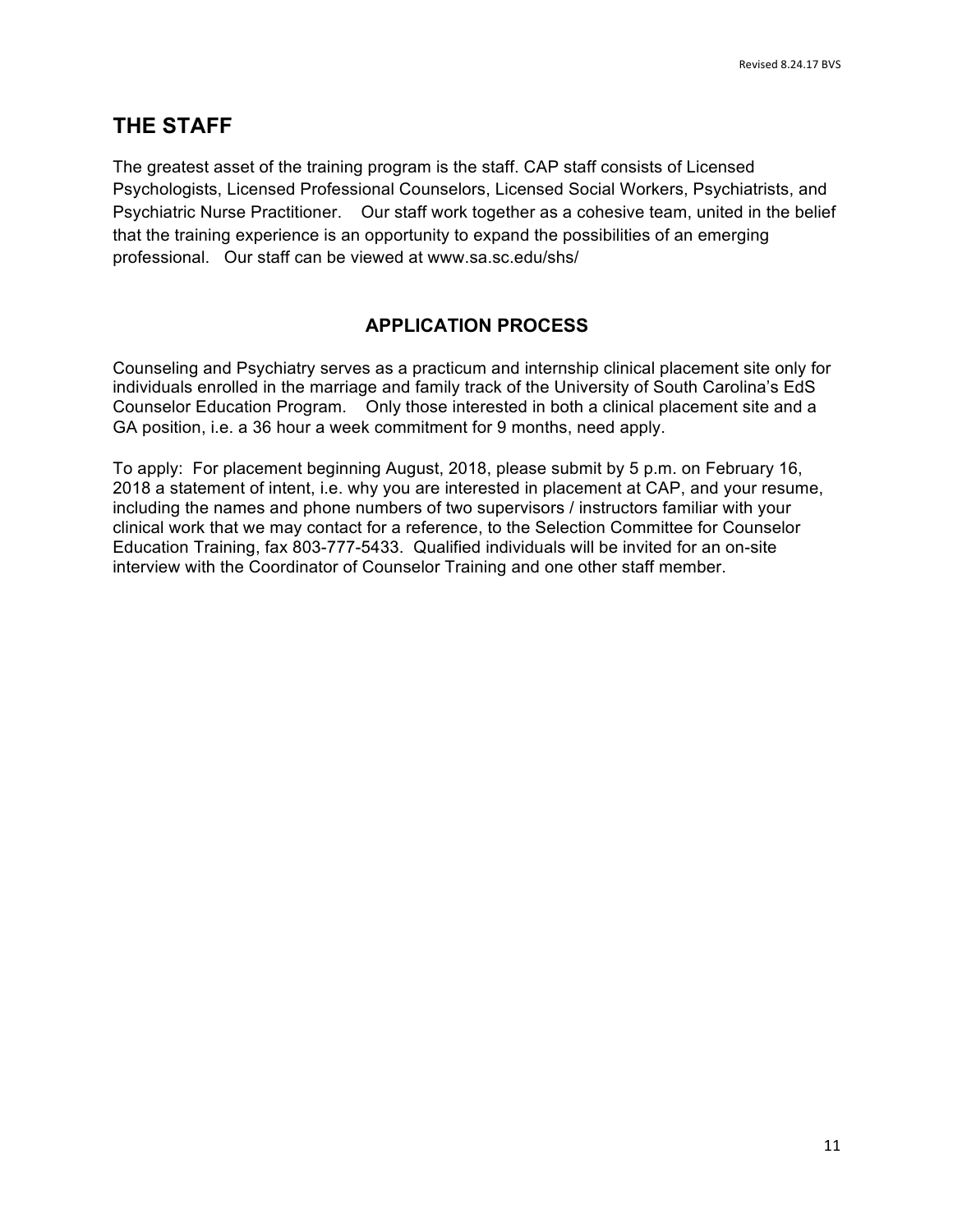## THE STAFF

The greatest asset of the training program is the staff. CAP staff consists of Licensed Psychologists, Licensed Professional Counselors, Licensed Social Workers, Psychiatrists, and Psychiatric Nurse Practitioner. Our staff work together as a cohesive team, united in the belief that the training experience is an opportunity to expand the possibilities of an emerging professional. Our staff can be viewed at www.sa.sc.edu/shs/

## APPLICATION PROCESS

Counseling and Psychiatry serves as a practicum and internship clinical placement site only for individuals enrolled in the marriage and family track of the University of South Carolina's EdS Counselor Education Program. Only those interested in both a clinical placement site and a GA position, i.e. a 36 hour a week commitment for 9 months, need apply.

To apply: For placement beginning August, 2018, please submit by 5 p.m. on February 16, 2018 a statement of intent, i.e. why you are interested in placement at CAP, and your resume, including the names and phone numbers of two supervisors / instructors familiar with your clinical work that we may contact for a reference, to the Selection Committee for Counselor Education Training, fax 803-777-5433. Qualified individuals will be invited for an on-site interview with the Coordinator of Counselor Training and one other staff member.